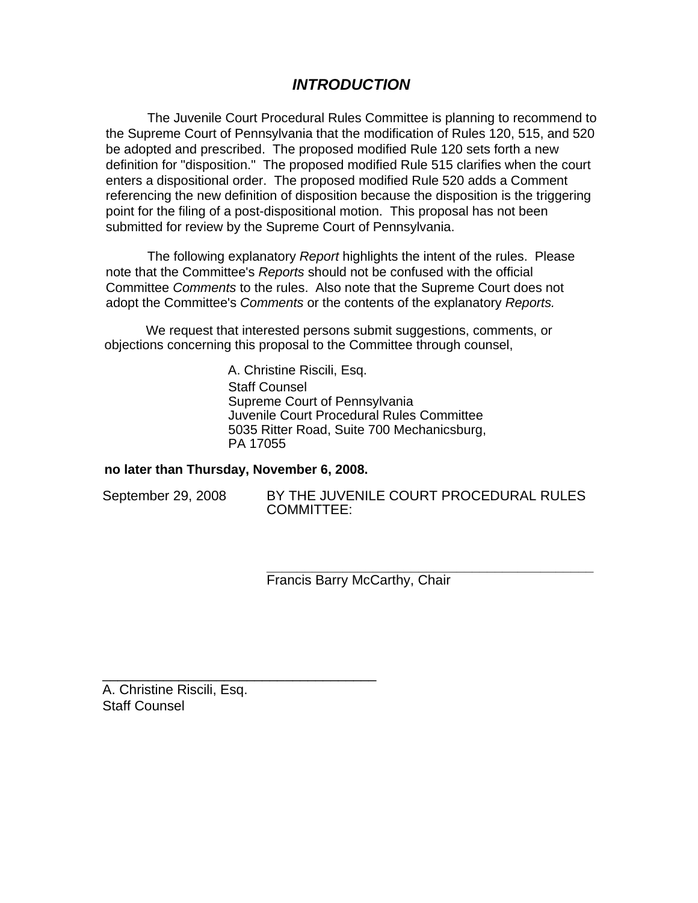# *INTRODUCTION*

The Juvenile Court Procedural Rules Committee is planning to recommend to the Supreme Court of Pennsylvania that the modification of Rules 120, 515, and 520 be adopted and prescribed. The proposed modified Rule 120 sets forth a new definition for "disposition." The proposed modified Rule 515 clarifies when the court enters a dispositional order. The proposed modified Rule 520 adds a Comment referencing the new definition of disposition because the disposition is the triggering point for the filing of a post-dispositional motion. This proposal has not been submitted for review by the Supreme Court of Pennsylvania.

The following explanatory *Report* highlights the intent of the rules. Please note that the Committee's *Reports* should not be confused with the official Committee *Comments* to the rules. Also note that the Supreme Court does not adopt the Committee's *Comments* or the contents of the explanatory *Reports.*

We request that interested persons submit suggestions, comments, or objections concerning this proposal to the Committee through counsel,

A. Christine Riscili, Esq.
Staff Counsel
Supreme Court of Pennsylvania
Juvenile Court Procedural Rules Committee
5035 Ritter Road, Suite 700 Mechanicsburg, PA 17055

**no later than Thursday, November 6, 2008.**

September 29, 2008 BY THE JUVENILE COURT PROCEDURAL RULES COMMITTEE:

\_\_\_\_\_\_\_\_\_\_\_\_\_\_\_\_\_\_\_\_\_\_\_\_\_\_\_\_\_\_\_\_\_\_\_\_\_\_\_\_
Francis Barry McCarthy, Chair

\_\_\_\_\_\_\_\_\_\_\_\_\_\_\_\_\_\_\_\_\_\_\_\_\_\_\_\_\_\_\_\_\_\_\_\_\_\_\_\_
A. Christine Riscili, Esq.
Staff Counsel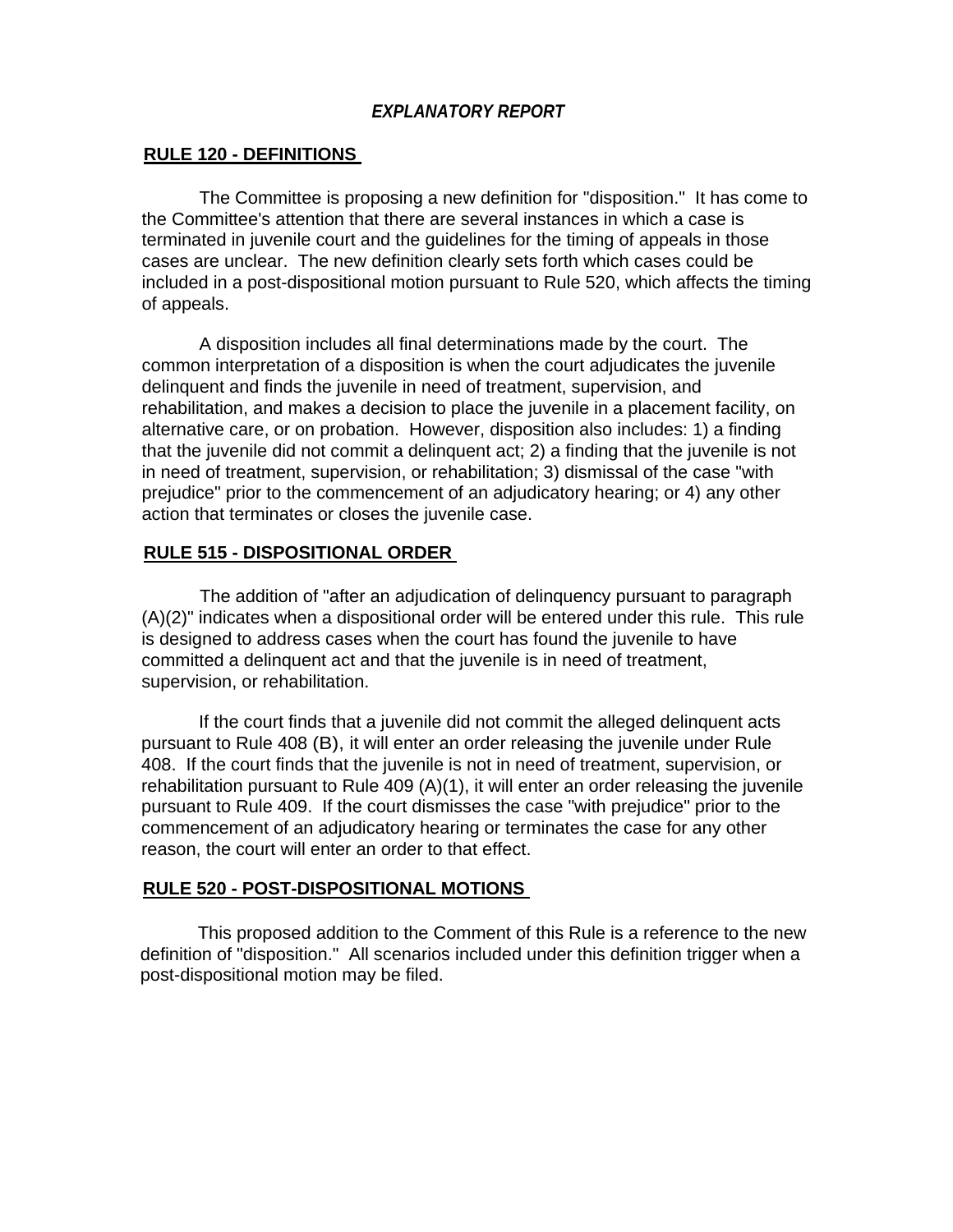# *EXPLANATORY REPORT*

## RULE 120 - DEFINITIONS

The Committee is proposing a new definition for "disposition." It has come to the Committee's attention that there are several instances in which a case is terminated in juvenile court and the guidelines for the timing of appeals in those cases are unclear. The new definition clearly sets forth which cases could be included in a post-dispositional motion pursuant to Rule 520, which affects the timing of appeals.

A disposition includes all final determinations made by the court. The common interpretation of a disposition is when the court adjudicates the juvenile delinquent and finds the juvenile in need of treatment, supervision, and rehabilitation, and makes a decision to place the juvenile in a placement facility, on alternative care, or on probation. However, disposition also includes: 1) a finding that the juvenile did not commit a delinquent act; 2) a finding that the juvenile is not in need of treatment, supervision, or rehabilitation; 3) dismissal of the case "with prejudice" prior to the commencement of an adjudicatory hearing; or 4) any other action that terminates or closes the juvenile case.

## RULE 515 - DISPOSITIONAL ORDER

The addition of "after an adjudication of delinquency pursuant to paragraph (A)(2)" indicates when a dispositional order will be entered under this rule. This rule is designed to address cases when the court has found the juvenile to have committed a delinquent act and that the juvenile is in need of treatment, supervision, or rehabilitation.

If the court finds that a juvenile did not commit the alleged delinquent acts pursuant to Rule 408 (B), it will enter an order releasing the juvenile under Rule 408. If the court finds that the juvenile is not in need of treatment, supervision, or rehabilitation pursuant to Rule 409 (A)(1), it will enter an order releasing the juvenile pursuant to Rule 409. If the court dismisses the case "with prejudice" prior to the commencement of an adjudicatory hearing or terminates the case for any other reason, the court will enter an order to that effect.

## RULE 520 - POST-DISPOSITIONAL MOTIONS

This proposed addition to the Comment of this Rule is a reference to the new definition of "disposition." All scenarios included under this definition trigger when a post-dispositional motion may be filed.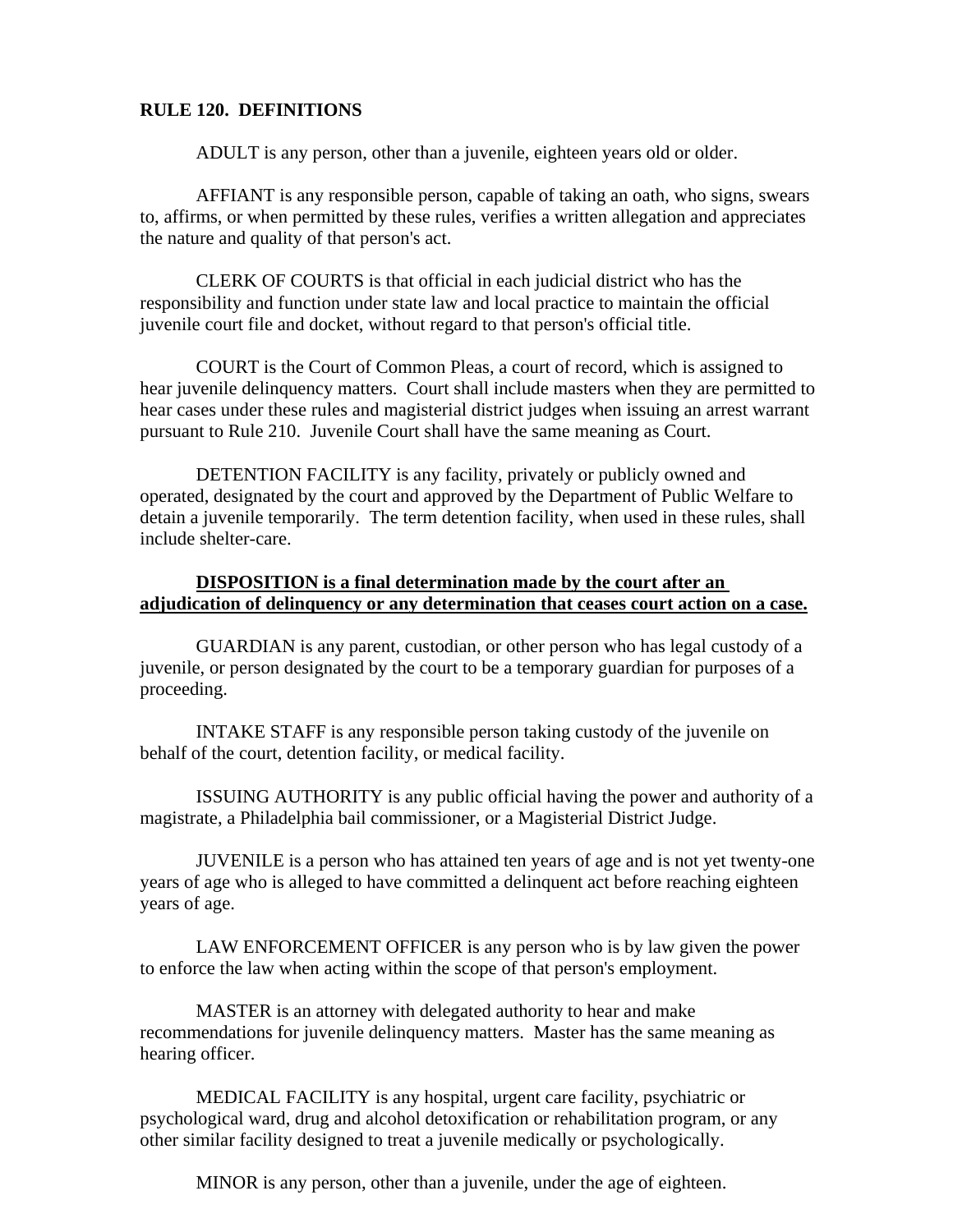**RULE 120. DEFINITIONS**

ADULT is any person, other than a juvenile, eighteen years old or older.

AFFIANT is any responsible person, capable of taking an oath, who signs, swears to, affirms, or when permitted by these rules, verifies a written allegation and appreciates the nature and quality of that person's act.

CLERK OF COURTS is that official in each judicial district who has the responsibility and function under state law and local practice to maintain the official juvenile court file and docket, without regard to that person's official title.

COURT is the Court of Common Pleas, a court of record, which is assigned to hear juvenile delinquency matters. Court shall include masters when they are permitted to hear cases under these rules and magisterial district judges when issuing an arrest warrant pursuant to Rule 210. Juvenile Court shall have the same meaning as Court.

DETENTION FACILITY is any facility, privately or publicly owned and operated, designated by the court and approved by the Department of Public Welfare to detain a juvenile temporarily. The term detention facility, when used in these rules, shall include shelter-care.

<u>**DISPOSITION is a final determination made by the court after an adjudication of delinquency or any determination that ceases court action on a case.**</u>

GUARDIAN is any parent, custodian, or other person who has legal custody of a juvenile, or person designated by the court to be a temporary guardian for purposes of a proceeding.

INTAKE STAFF is any responsible person taking custody of the juvenile on behalf of the court, detention facility, or medical facility.

ISSUING AUTHORITY is any public official having the power and authority of a magistrate, a Philadelphia bail commissioner, or a Magisterial District Judge.

JUVENILE is a person who has attained ten years of age and is not yet twenty-one years of age who is alleged to have committed a delinquent act before reaching eighteen years of age.

LAW ENFORCEMENT OFFICER is any person who is by law given the power to enforce the law when acting within the scope of that person's employment.

MASTER is an attorney with delegated authority to hear and make recommendations for juvenile delinquency matters. Master has the same meaning as hearing officer.

MEDICAL FACILITY is any hospital, urgent care facility, psychiatric or psychological ward, drug and alcohol detoxification or rehabilitation program, or any other similar facility designed to treat a juvenile medically or psychologically.

MINOR is any person, other than a juvenile, under the age of eighteen.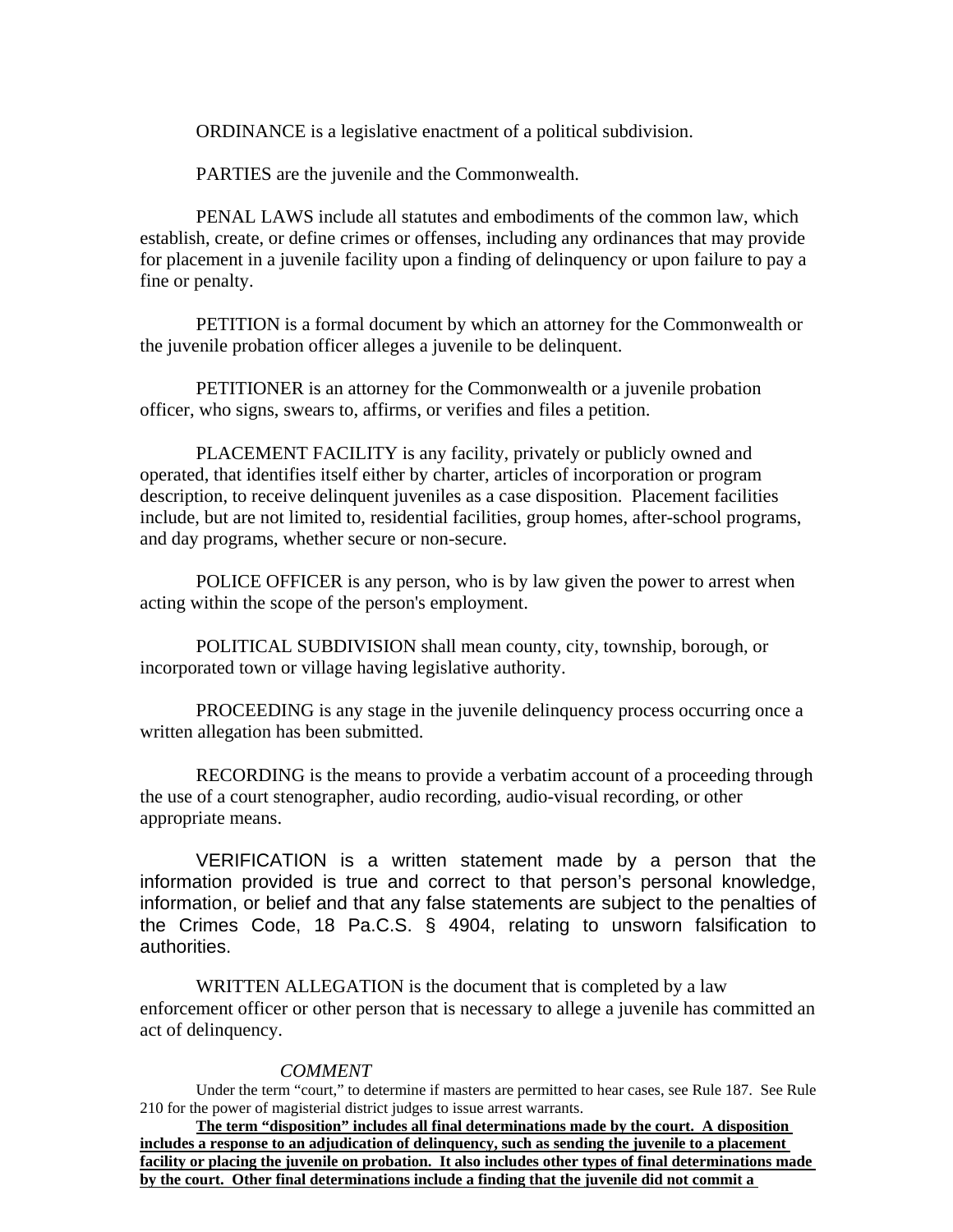ORDINANCE is a legislative enactment of a political subdivision.

PARTIES are the juvenile and the Commonwealth.

PENAL LAWS include all statutes and embodiments of the common law, which establish, create, or define crimes or offenses, including any ordinances that may provide for placement in a juvenile facility upon a finding of delinquency or upon failure to pay a fine or penalty.

PETITION is a formal document by which an attorney for the Commonwealth or the juvenile probation officer alleges a juvenile to be delinquent.

PETITIONER is an attorney for the Commonwealth or a juvenile probation officer, who signs, swears to, affirms, or verifies and files a petition.

PLACEMENT FACILITY is any facility, privately or publicly owned and operated, that identifies itself either by charter, articles of incorporation or program description, to receive delinquent juveniles as a case disposition. Placement facilities include, but are not limited to, residential facilities, group homes, after-school programs, and day programs, whether secure or non-secure.

POLICE OFFICER is any person, who is by law given the power to arrest when acting within the scope of the person's employment.

POLITICAL SUBDIVISION shall mean county, city, township, borough, or incorporated town or village having legislative authority.

PROCEEDING is any stage in the juvenile delinquency process occurring once a written allegation has been submitted.

RECORDING is the means to provide a verbatim account of a proceeding through the use of a court stenographer, audio recording, audio-visual recording, or other appropriate means.

VERIFICATION is a written statement made by a person that the information provided is true and correct to that person's personal knowledge, information, or belief and that any false statements are subject to the penalties of the Crimes Code, 18 Pa.C.S. § 4904, relating to unsworn falsification to authorities.

WRITTEN ALLEGATION is the document that is completed by a law enforcement officer or other person that is necessary to allege a juvenile has committed an act of delinquency.

*COMMENT*

Under the term "court," to determine if masters are permitted to hear cases, see Rule 187. See Rule 210 for the power of magisterial district judges to issue arrest warrants.

**The term "disposition" includes all final determinations made by the court. A disposition includes a response to an adjudication of delinquency, such as sending the juvenile to a placement facility or placing the juvenile on probation. It also includes other types of final determinations made by the court. Other final determinations include a finding that the juvenile did not commit a**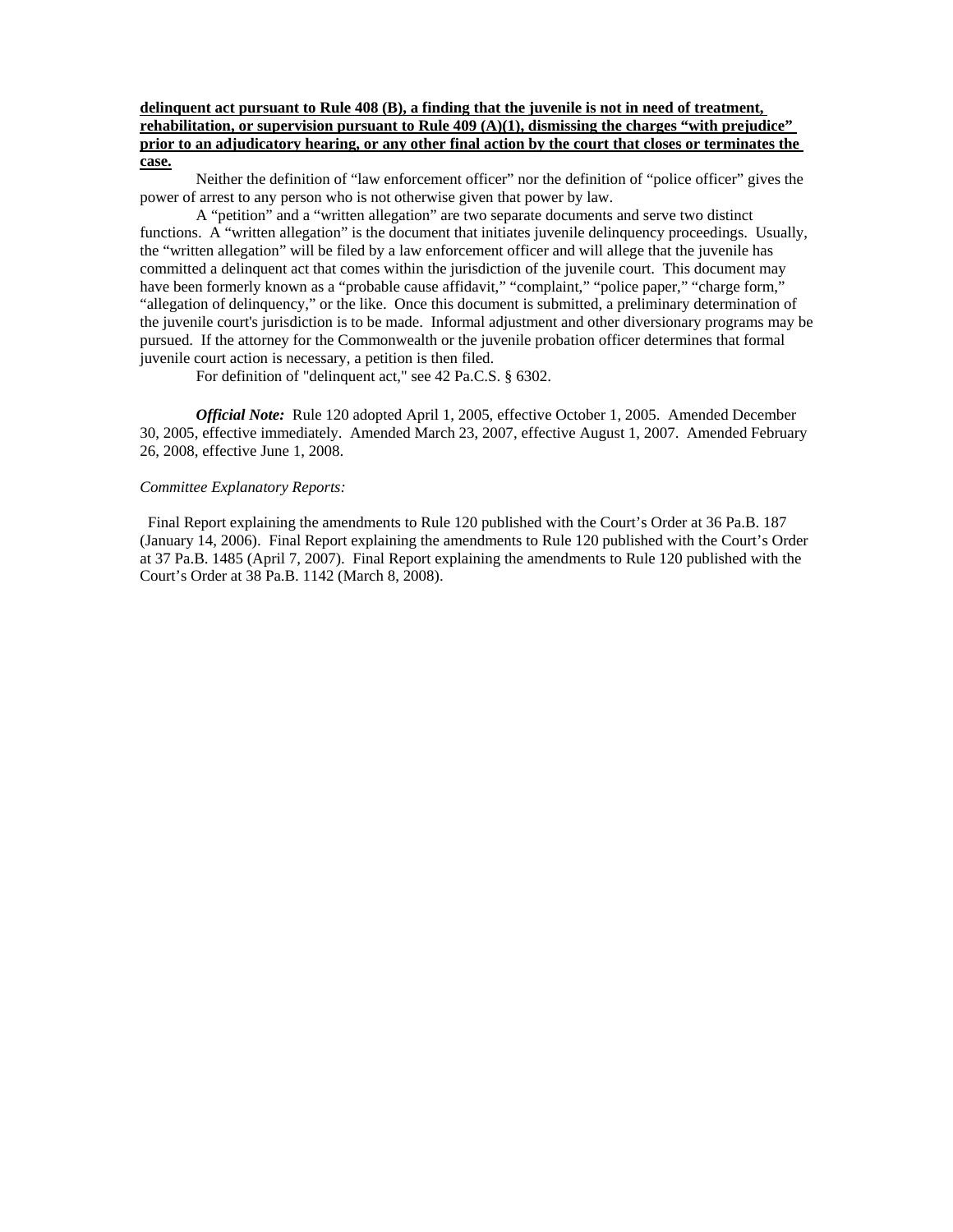**delinquent act pursuant to Rule 408 (B), a finding that the juvenile is not in need of treatment, rehabilitation, or supervision pursuant to Rule 409 (A)(1), dismissing the charges "with prejudice" prior to an adjudicatory hearing, or any other final action by the court that closes or terminates the case.**

Neither the definition of "law enforcement officer" nor the definition of "police officer" gives the power of arrest to any person who is not otherwise given that power by law.

A "petition" and a "written allegation" are two separate documents and serve two distinct functions. A "written allegation" is the document that initiates juvenile delinquency proceedings. Usually, the "written allegation" will be filed by a law enforcement officer and will allege that the juvenile has committed a delinquent act that comes within the jurisdiction of the juvenile court. This document may have been formerly known as a "probable cause affidavit," "complaint," "police paper," "charge form," "allegation of delinquency," or the like. Once this document is submitted, a preliminary determination of the juvenile court's jurisdiction is to be made. Informal adjustment and other diversionary programs may be pursued. If the attorney for the Commonwealth or the juvenile probation officer determines that formal juvenile court action is necessary, a petition is then filed.

For definition of "delinquent act," see 42 Pa.C.S. § 6302.

***Official Note:*** Rule 120 adopted April 1, 2005, effective October 1, 2005. Amended December 30, 2005, effective immediately. Amended March 23, 2007, effective August 1, 2007. Amended February 26, 2008, effective June 1, 2008.

*Committee Explanatory Reports:*

Final Report explaining the amendments to Rule 120 published with the Court's Order at 36 Pa.B. 187 (January 14, 2006). Final Report explaining the amendments to Rule 120 published with the Court's Order at 37 Pa.B. 1485 (April 7, 2007). Final Report explaining the amendments to Rule 120 published with the Court's Order at 38 Pa.B. 1142 (March 8, 2008).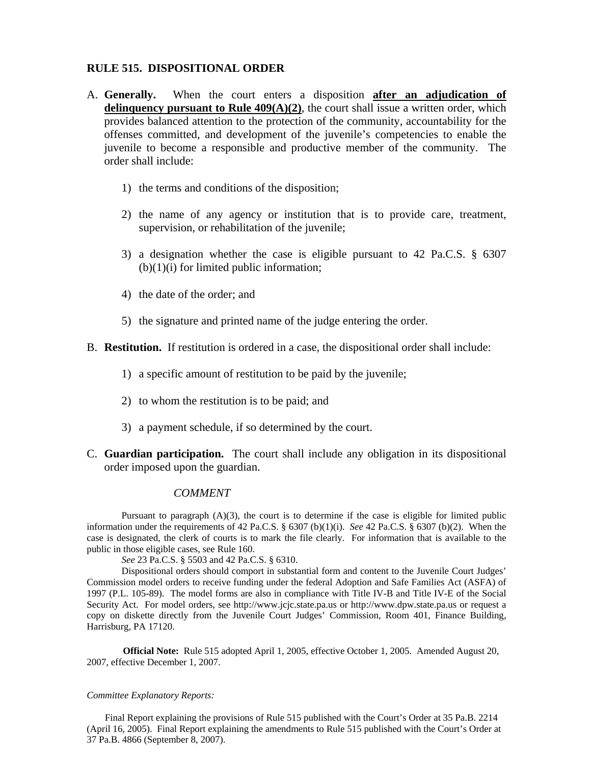## RULE 515. DISPOSITIONAL ORDER

A. **Generally.** When the court enters a disposition <u>**after an adjudication of delinquency pursuant to Rule 409(A)(2)**</u>, the court shall issue a written order, which provides balanced attention to the protection of the community, accountability for the offenses committed, and development of the juvenile's competencies to enable the juvenile to become a responsible and productive member of the community. The order shall include:

   1) the terms and conditions of the disposition;

   2) the name of any agency or institution that is to provide care, treatment, supervision, or rehabilitation of the juvenile;

   3) a designation whether the case is eligible pursuant to 42 Pa.C.S. § 6307 (b)(1)(i) for limited public information;

   4) the date of the order; and

   5) the signature and printed name of the judge entering the order.

B. **Restitution.** If restitution is ordered in a case, the dispositional order shall include:

   1) a specific amount of restitution to be paid by the juvenile;

   2) to whom the restitution is to be paid; and

   3) a payment schedule, if so determined by the court.

C. **Guardian participation.** The court shall include any obligation in its dispositional order imposed upon the guardian.

*COMMENT*

Pursuant to paragraph (A)(3), the court is to determine if the case is eligible for limited public information under the requirements of 42 Pa.C.S. § 6307 (b)(1)(i). *See* 42 Pa.C.S. § 6307 (b)(2). When the case is designated, the clerk of courts is to mark the file clearly. For information that is available to the public in those eligible cases, see Rule 160.

*See* 23 Pa.C.S. § 5503 and 42 Pa.C.S. § 6310.

Dispositional orders should comport in substantial form and content to the Juvenile Court Judges' Commission model orders to receive funding under the federal Adoption and Safe Families Act (ASFA) of 1997 (P.L. 105-89). The model forms are also in compliance with Title IV-B and Title IV-E of the Social Security Act. For model orders, see http://www.jcjc.state.pa.us or http://www.dpw.state.pa.us or request a copy on diskette directly from the Juvenile Court Judges' Commission, Room 401, Finance Building, Harrisburg, PA 17120.

**Official Note:** Rule 515 adopted April 1, 2005, effective October 1, 2005. Amended August 20, 2007, effective December 1, 2007.

*Committee Explanatory Reports:*

Final Report explaining the provisions of Rule 515 published with the Court's Order at 35 Pa.B. 2214 (April 16, 2005). Final Report explaining the amendments to Rule 515 published with the Court's Order at 37 Pa.B. 4866 (September 8, 2007).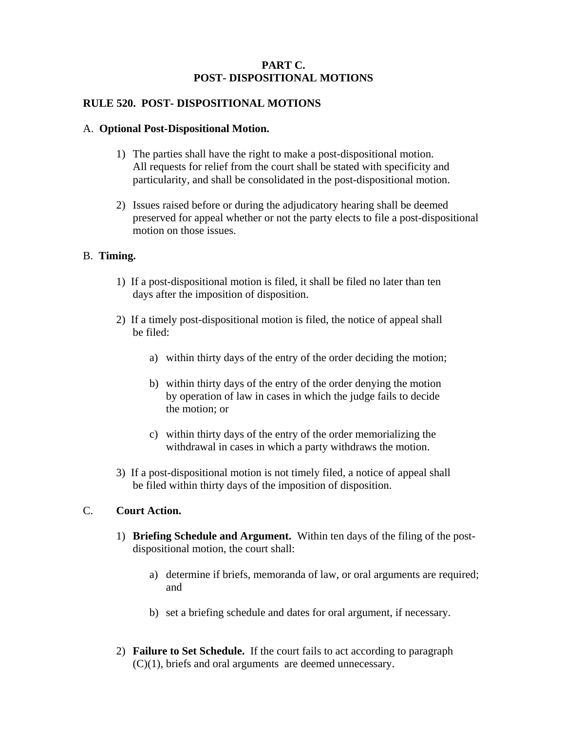# PART C.
# POST- DISPOSITIONAL MOTIONS

## RULE 520. POST- DISPOSITIONAL MOTIONS

A. **Optional Post-Dispositional Motion.**

1) The parties shall have the right to make a post-dispositional motion. All requests for relief from the court shall be stated with specificity and particularity, and shall be consolidated in the post-dispositional motion.

2) Issues raised before or during the adjudicatory hearing shall be deemed preserved for appeal whether or not the party elects to file a post-dispositional motion on those issues.

B. **Timing.**

1) If a post-dispositional motion is filed, it shall be filed no later than ten days after the imposition of disposition.

2) If a timely post-dispositional motion is filed, the notice of appeal shall be filed:

   a) within thirty days of the entry of the order deciding the motion;

   b) within thirty days of the entry of the order denying the motion by operation of law in cases in which the judge fails to decide the motion; or

   c) within thirty days of the entry of the order memorializing the withdrawal in cases in which a party withdraws the motion.

3) If a post-dispositional motion is not timely filed, a notice of appeal shall be filed within thirty days of the imposition of disposition.

C. **Court Action.**

1) **Briefing Schedule and Argument.** Within ten days of the filing of the post-dispositional motion, the court shall:

   a) determine if briefs, memoranda of law, or oral arguments are required; and

   b) set a briefing schedule and dates for oral argument, if necessary.

2) **Failure to Set Schedule.** If the court fails to act according to paragraph (C)(1), briefs and oral arguments are deemed unnecessary.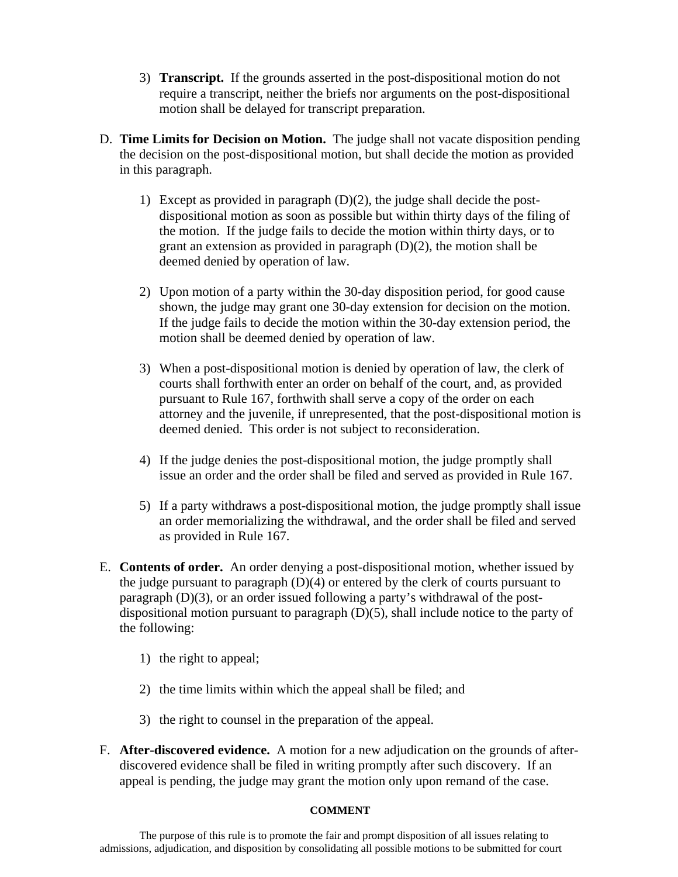3) **Transcript.** If the grounds asserted in the post-dispositional motion do not require a transcript, neither the briefs nor arguments on the post-dispositional motion shall be delayed for transcript preparation.

D. **Time Limits for Decision on Motion.** The judge shall not vacate disposition pending the decision on the post-dispositional motion, but shall decide the motion as provided in this paragraph.

1) Except as provided in paragraph (D)(2), the judge shall decide the post-dispositional motion as soon as possible but within thirty days of the filing of the motion. If the judge fails to decide the motion within thirty days, or to grant an extension as provided in paragraph (D)(2), the motion shall be deemed denied by operation of law.

2) Upon motion of a party within the 30-day disposition period, for good cause shown, the judge may grant one 30-day extension for decision on the motion. If the judge fails to decide the motion within the 30-day extension period, the motion shall be deemed denied by operation of law.

3) When a post-dispositional motion is denied by operation of law, the clerk of courts shall forthwith enter an order on behalf of the court, and, as provided pursuant to Rule 167, forthwith shall serve a copy of the order on each attorney and the juvenile, if unrepresented, that the post-dispositional motion is deemed denied. This order is not subject to reconsideration.

4) If the judge denies the post-dispositional motion, the judge promptly shall issue an order and the order shall be filed and served as provided in Rule 167.

5) If a party withdraws a post-dispositional motion, the judge promptly shall issue an order memorializing the withdrawal, and the order shall be filed and served as provided in Rule 167.

E. **Contents of order.** An order denying a post-dispositional motion, whether issued by the judge pursuant to paragraph (D)(4) or entered by the clerk of courts pursuant to paragraph (D)(3), or an order issued following a party's withdrawal of the post-dispositional motion pursuant to paragraph (D)(5), shall include notice to the party of the following:

1) the right to appeal;

2) the time limits within which the appeal shall be filed; and

3) the right to counsel in the preparation of the appeal.

F. **After-discovered evidence.** A motion for a new adjudication on the grounds of after-discovered evidence shall be filed in writing promptly after such discovery. If an appeal is pending, the judge may grant the motion only upon remand of the case.

**COMMENT**

The purpose of this rule is to promote the fair and prompt disposition of all issues relating to admissions, adjudication, and disposition by consolidating all possible motions to be submitted for court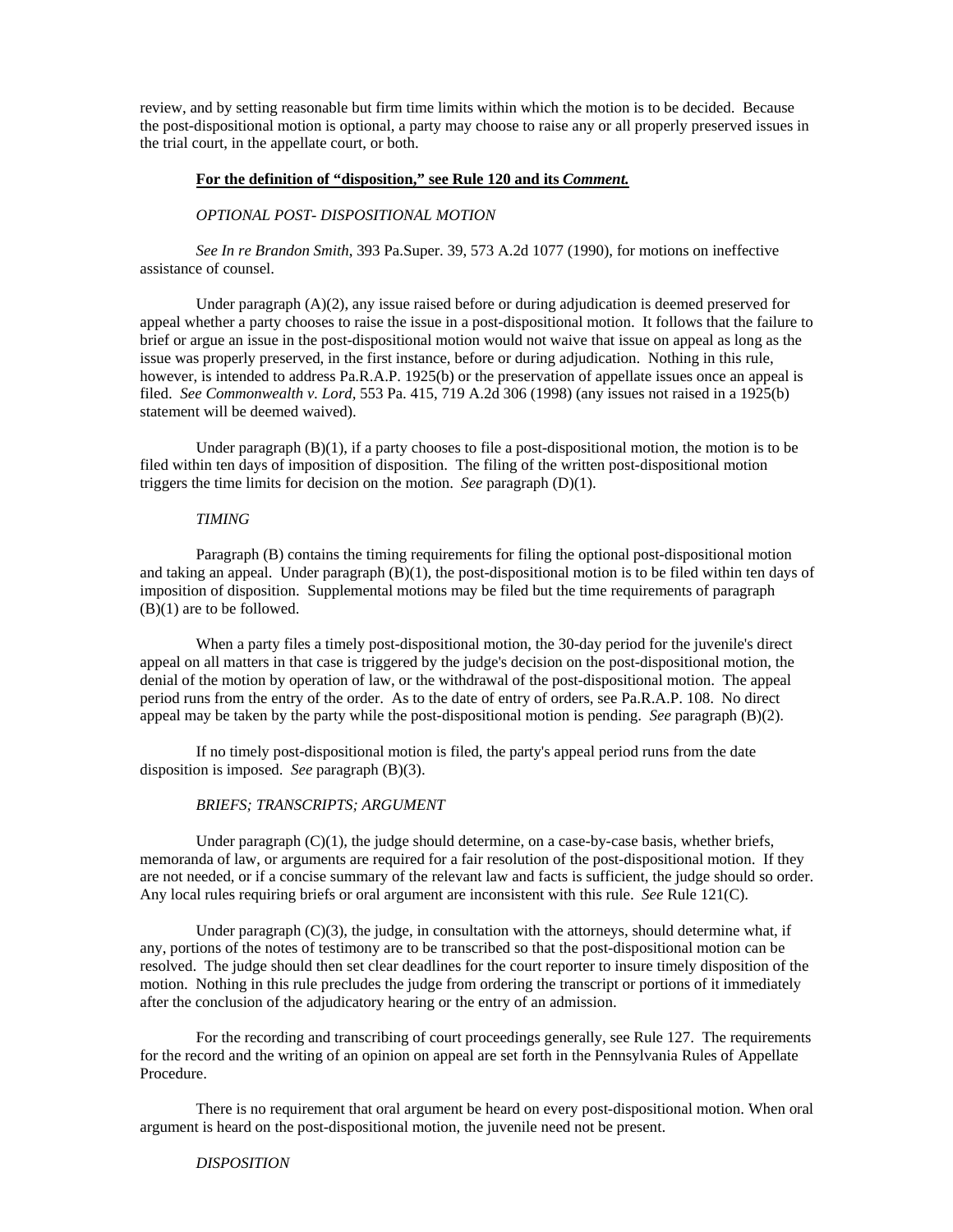review, and by setting reasonable but firm time limits within which the motion is to be decided. Because the post-dispositional motion is optional, a party may choose to raise any or all properly preserved issues in the trial court, in the appellate court, or both.

**<u>For the definition of "disposition," see Rule 120 and its *Comment.*</u>**

*OPTIONAL POST- DISPOSITIONAL MOTION*

*See In re Brandon Smith*, 393 Pa.Super. 39, 573 A.2d 1077 (1990), for motions on ineffective assistance of counsel.

Under paragraph (A)(2), any issue raised before or during adjudication is deemed preserved for appeal whether a party chooses to raise the issue in a post-dispositional motion. It follows that the failure to brief or argue an issue in the post-dispositional motion would not waive that issue on appeal as long as the issue was properly preserved, in the first instance, before or during adjudication. Nothing in this rule, however, is intended to address Pa.R.A.P. 1925(b) or the preservation of appellate issues once an appeal is filed. *See Commonwealth v. Lord,* 553 Pa. 415, 719 A.2d 306 (1998) (any issues not raised in a 1925(b) statement will be deemed waived).

Under paragraph (B)(1), if a party chooses to file a post-dispositional motion, the motion is to be filed within ten days of imposition of disposition. The filing of the written post-dispositional motion triggers the time limits for decision on the motion. *See* paragraph (D)(1).

*TIMING*

Paragraph (B) contains the timing requirements for filing the optional post-dispositional motion and taking an appeal. Under paragraph (B)(1), the post-dispositional motion is to be filed within ten days of imposition of disposition. Supplemental motions may be filed but the time requirements of paragraph (B)(1) are to be followed.

When a party files a timely post-dispositional motion, the 30-day period for the juvenile's direct appeal on all matters in that case is triggered by the judge's decision on the post-dispositional motion, the denial of the motion by operation of law, or the withdrawal of the post-dispositional motion. The appeal period runs from the entry of the order. As to the date of entry of orders, see Pa.R.A.P. 108. No direct appeal may be taken by the party while the post-dispositional motion is pending. *See* paragraph (B)(2).

If no timely post-dispositional motion is filed, the party's appeal period runs from the date disposition is imposed. *See* paragraph (B)(3).

*BRIEFS; TRANSCRIPTS; ARGUMENT*

Under paragraph (C)(1), the judge should determine, on a case-by-case basis, whether briefs, memoranda of law, or arguments are required for a fair resolution of the post-dispositional motion. If they are not needed, or if a concise summary of the relevant law and facts is sufficient, the judge should so order. Any local rules requiring briefs or oral argument are inconsistent with this rule. *See* Rule 121(C).

Under paragraph (C)(3), the judge, in consultation with the attorneys, should determine what, if any, portions of the notes of testimony are to be transcribed so that the post-dispositional motion can be resolved. The judge should then set clear deadlines for the court reporter to insure timely disposition of the motion. Nothing in this rule precludes the judge from ordering the transcript or portions of it immediately after the conclusion of the adjudicatory hearing or the entry of an admission.

For the recording and transcribing of court proceedings generally, see Rule 127. The requirements for the record and the writing of an opinion on appeal are set forth in the Pennsylvania Rules of Appellate Procedure.

There is no requirement that oral argument be heard on every post-dispositional motion. When oral argument is heard on the post-dispositional motion, the juvenile need not be present.

*DISPOSITION*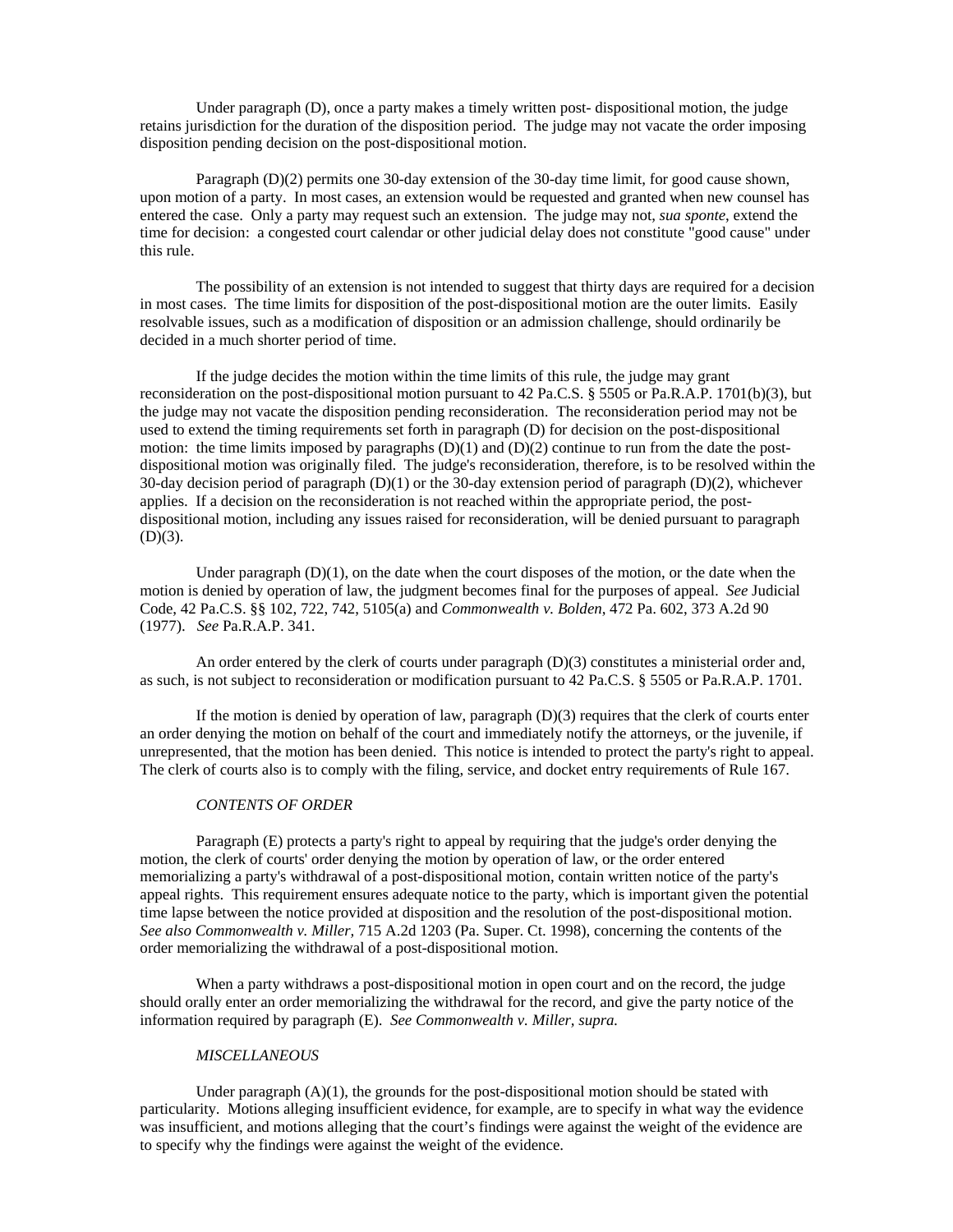Under paragraph (D), once a party makes a timely written post- dispositional motion, the judge retains jurisdiction for the duration of the disposition period. The judge may not vacate the order imposing disposition pending decision on the post-dispositional motion.

Paragraph (D)(2) permits one 30-day extension of the 30-day time limit, for good cause shown, upon motion of a party. In most cases, an extension would be requested and granted when new counsel has entered the case. Only a party may request such an extension. The judge may not, *sua sponte*, extend the time for decision: a congested court calendar or other judicial delay does not constitute "good cause" under this rule.

The possibility of an extension is not intended to suggest that thirty days are required for a decision in most cases. The time limits for disposition of the post-dispositional motion are the outer limits. Easily resolvable issues, such as a modification of disposition or an admission challenge, should ordinarily be decided in a much shorter period of time.

If the judge decides the motion within the time limits of this rule, the judge may grant reconsideration on the post-dispositional motion pursuant to 42 Pa.C.S. § 5505 or Pa.R.A.P. 1701(b)(3), but the judge may not vacate the disposition pending reconsideration. The reconsideration period may not be used to extend the timing requirements set forth in paragraph (D) for decision on the post-dispositional motion: the time limits imposed by paragraphs (D)(1) and (D)(2) continue to run from the date the post-dispositional motion was originally filed. The judge's reconsideration, therefore, is to be resolved within the 30-day decision period of paragraph (D)(1) or the 30-day extension period of paragraph (D)(2), whichever applies. If a decision on the reconsideration is not reached within the appropriate period, the post-dispositional motion, including any issues raised for reconsideration, will be denied pursuant to paragraph (D)(3).

Under paragraph (D)(1), on the date when the court disposes of the motion, or the date when the motion is denied by operation of law, the judgment becomes final for the purposes of appeal. *See* Judicial Code, 42 Pa.C.S. §§ 102, 722, 742, 5105(a) and *Commonwealth v. Bolden*, 472 Pa. 602, 373 A.2d 90 (1977). *See* Pa.R.A.P. 341.

An order entered by the clerk of courts under paragraph (D)(3) constitutes a ministerial order and, as such, is not subject to reconsideration or modification pursuant to 42 Pa.C.S. § 5505 or Pa.R.A.P. 1701.

If the motion is denied by operation of law, paragraph (D)(3) requires that the clerk of courts enter an order denying the motion on behalf of the court and immediately notify the attorneys, or the juvenile, if unrepresented, that the motion has been denied. This notice is intended to protect the party's right to appeal. The clerk of courts also is to comply with the filing, service, and docket entry requirements of Rule 167.

*CONTENTS OF ORDER*

Paragraph (E) protects a party's right to appeal by requiring that the judge's order denying the motion, the clerk of courts' order denying the motion by operation of law, or the order entered memorializing a party's withdrawal of a post-dispositional motion, contain written notice of the party's appeal rights. This requirement ensures adequate notice to the party, which is important given the potential time lapse between the notice provided at disposition and the resolution of the post-dispositional motion. *See also Commonwealth v. Miller,* 715 A.2d 1203 (Pa. Super. Ct. 1998), concerning the contents of the order memorializing the withdrawal of a post-dispositional motion.

When a party withdraws a post-dispositional motion in open court and on the record, the judge should orally enter an order memorializing the withdrawal for the record, and give the party notice of the information required by paragraph (E). *See Commonwealth v. Miller, supra.*

*MISCELLANEOUS*

Under paragraph (A)(1), the grounds for the post-dispositional motion should be stated with particularity. Motions alleging insufficient evidence, for example, are to specify in what way the evidence was insufficient, and motions alleging that the court's findings were against the weight of the evidence are to specify why the findings were against the weight of the evidence.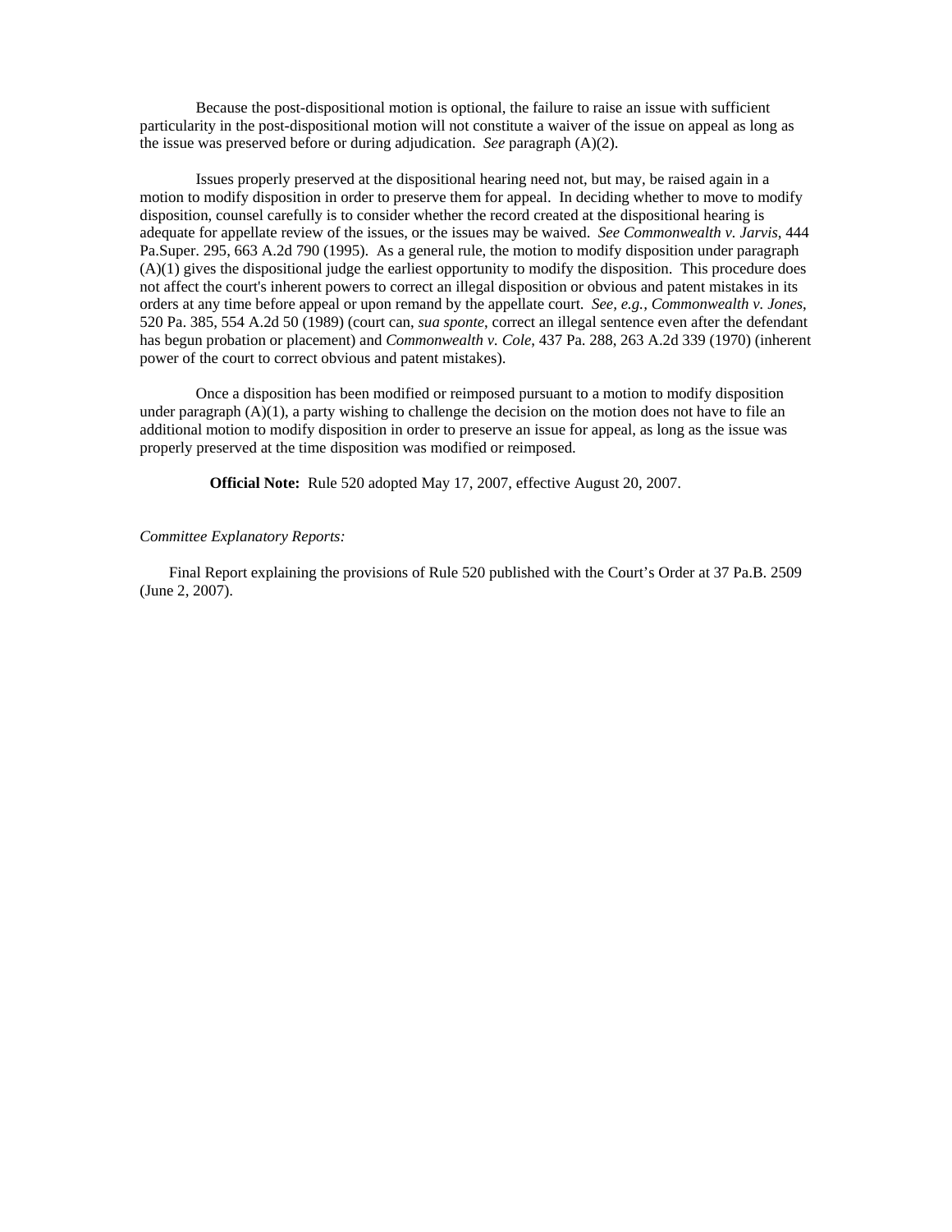Because the post-dispositional motion is optional, the failure to raise an issue with sufficient particularity in the post-dispositional motion will not constitute a waiver of the issue on appeal as long as the issue was preserved before or during adjudication. *See* paragraph (A)(2).

Issues properly preserved at the dispositional hearing need not, but may, be raised again in a motion to modify disposition in order to preserve them for appeal. In deciding whether to move to modify disposition, counsel carefully is to consider whether the record created at the dispositional hearing is adequate for appellate review of the issues, or the issues may be waived. *See Commonwealth v. Jarvis*, 444 Pa.Super. 295, 663 A.2d 790 (1995). As a general rule, the motion to modify disposition under paragraph (A)(1) gives the dispositional judge the earliest opportunity to modify the disposition. This procedure does not affect the court's inherent powers to correct an illegal disposition or obvious and patent mistakes in its orders at any time before appeal or upon remand by the appellate court. *See, e.g., Commonwealth v. Jones*, 520 Pa. 385, 554 A.2d 50 (1989) (court can, *sua sponte*, correct an illegal sentence even after the defendant has begun probation or placement) and *Commonwealth v. Cole*, 437 Pa. 288, 263 A.2d 339 (1970) (inherent power of the court to correct obvious and patent mistakes).

Once a disposition has been modified or reimposed pursuant to a motion to modify disposition under paragraph (A)(1), a party wishing to challenge the decision on the motion does not have to file an additional motion to modify disposition in order to preserve an issue for appeal, as long as the issue was properly preserved at the time disposition was modified or reimposed.

**Official Note:** Rule 520 adopted May 17, 2007, effective August 20, 2007.

*Committee Explanatory Reports:*

Final Report explaining the provisions of Rule 520 published with the Court's Order at 37 Pa.B. 2509 (June 2, 2007).